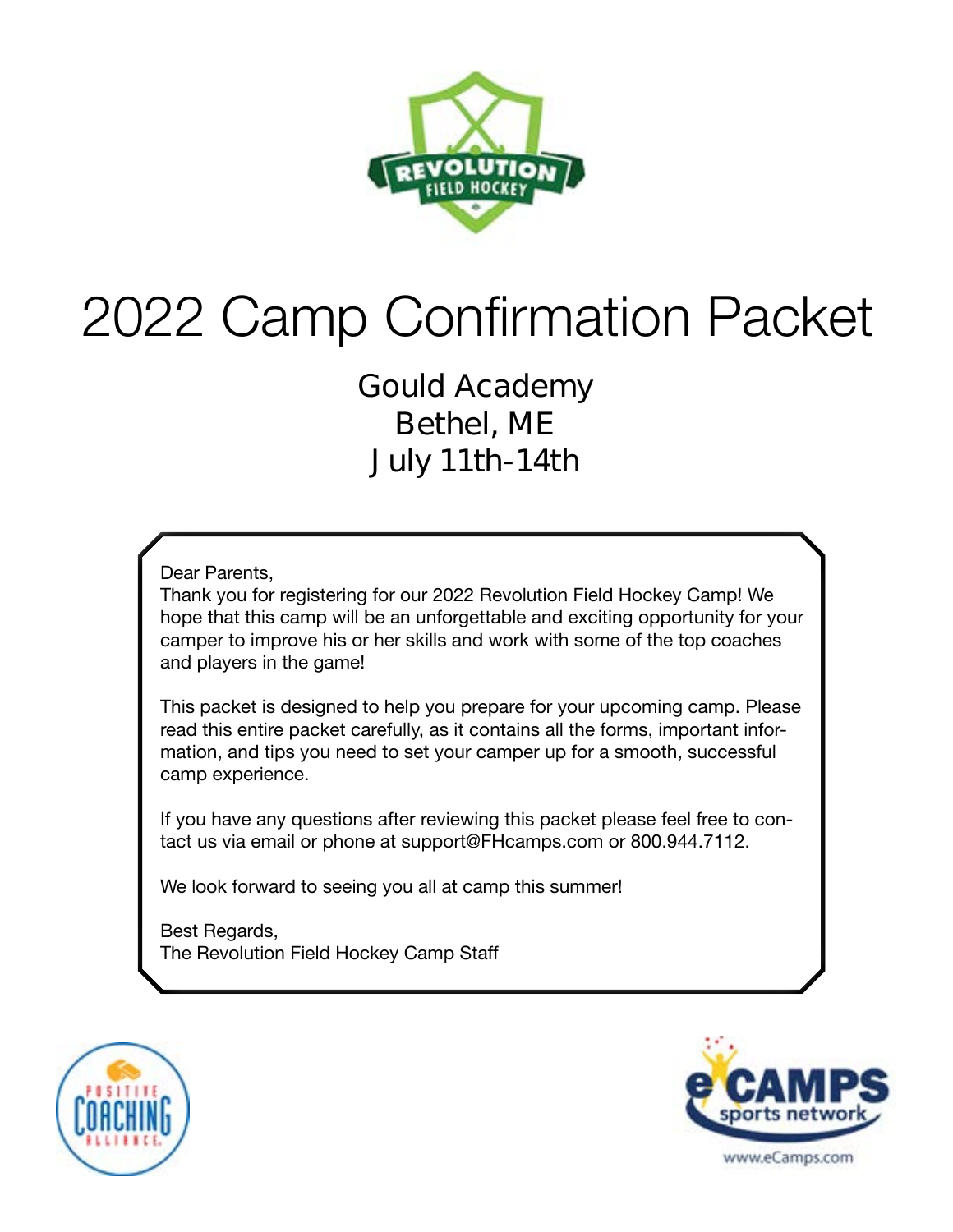# 2022 Camp Confirmation Packet

## Gould Academy
## Bethel, ME
## July 11th-14th

Dear Parents,

Thank you for registering for our 2022 Revolution Field Hockey Camp! We hope that this camp will be an unforgettable and exciting opportunity for your camper to improve his or her skills and work with some of the top coaches and players in the game!

This packet is designed to help you prepare for your upcoming camp. Please read this entire packet carefully, as it contains all the forms, important information, and tips you need to set your camper up for a smooth, successful camp experience.

If you have any questions after reviewing this packet please feel free to contact us via email or phone at support@FHcamps.com or 800.944.7112.

We look forward to seeing you all at camp this summer!

Best Regards,
The Revolution Field Hockey Camp Staff

www.eCamps.com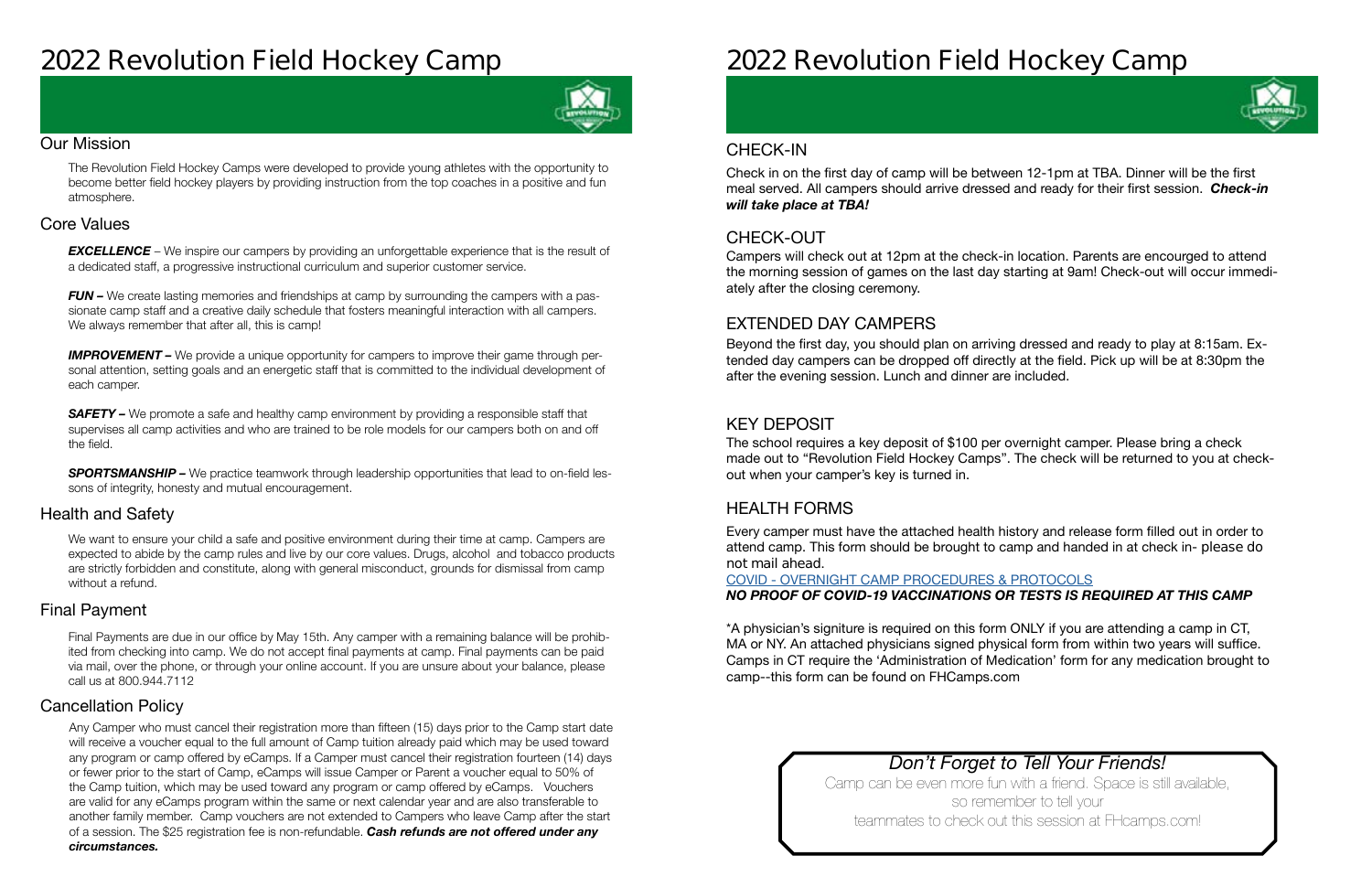# 2022 Revolution Field Hockey Camp

## Our Mission

The Revolution Field Hockey Camps were developed to provide young athletes with the opportunity to become better field hockey players by providing instruction from the top coaches in a positive and fun atmosphere.

## Core Values

***EXCELLENCE*** – We inspire our campers by providing an unforgettable experience that is the result of a dedicated staff, a progressive instructional curriculum and superior customer service.

***FUN –*** We create lasting memories and friendships at camp by surrounding the campers with a passionate camp staff and a creative daily schedule that fosters meaningful interaction with all campers. We always remember that after all, this is camp!

***IMPROVEMENT –*** We provide a unique opportunity for campers to improve their game through personal attention, setting goals and an energetic staff that is committed to the individual development of each camper.

***SAFETY –*** We promote a safe and healthy camp environment by providing a responsible staff that supervises all camp activities and who are trained to be role models for our campers both on and off the field.

***SPORTSMANSHIP –*** We practice teamwork through leadership opportunities that lead to on-field lessons of integrity, honesty and mutual encouragement.

## Health and Safety

We want to ensure your child a safe and positive environment during their time at camp. Campers are expected to abide by the camp rules and live by our core values. Drugs, alcohol and tobacco products are strictly forbidden and constitute, along with general misconduct, grounds for dismissal from camp without a refund.

## Final Payment

Final Payments are due in our office by May 15th. Any camper with a remaining balance will be prohibited from checking into camp. We do not accept final payments at camp. Final payments can be paid via mail, over the phone, or through your online account. If you are unsure about your balance, please call us at 800.944.7112

## Cancellation Policy

Any Camper who must cancel their registration more than fifteen (15) days prior to the Camp start date will receive a voucher equal to the full amount of Camp tuition already paid which may be used toward any program or camp offered by eCamps. If a Camper must cancel their registration fourteen (14) days or fewer prior to the start of Camp, eCamps will issue Camper or Parent a voucher equal to 50% of the Camp tuition, which may be used toward any program or camp offered by eCamps. Vouchers are valid for any eCamps program within the same or next calendar year and are also transferable to another family member. Camp vouchers are not extended to Campers who leave Camp after the start of a session. The $25 registration fee is non-refundable. ***Cash refunds are not offered under any circumstances.***

# 2022 Revolution Field Hockey Camp

## CHECK-IN

Check in on the first day of camp will be between 12-1pm at TBA. Dinner will be the first meal served. All campers should arrive dressed and ready for their first session. ***Check-in will take place at TBA!***

## CHECK-OUT

Campers will check out at 12pm at the check-in location. Parents are encourged to attend the morning session of games on the last day starting at 9am! Check-out will occur immediately after the closing ceremony.

## EXTENDED DAY CAMPERS

Beyond the first day, you should plan on arriving dressed and ready to play at 8:15am. Extended day campers can be dropped off directly at the field. Pick up will be at 8:30pm the after the evening session. Lunch and dinner are included.

## KEY DEPOSIT

The school requires a key deposit of $100 per overnight camper. Please bring a check made out to "Revolution Field Hockey Camps". The check will be returned to you at check-out when your camper's key is turned in.

## HEALTH FORMS

Every camper must have the attached health history and release form filled out in order to attend camp. This form should be brought to camp and handed in at check in- please do not mail ahead.

COVID - OVERNIGHT CAMP PROCEDURES & PROTOCOLS

***NO PROOF OF COVID-19 VACCINATIONS OR TESTS IS REQUIRED AT THIS CAMP***

*A physician's signiture is required on this form ONLY if you are attending a camp in CT, MA or NY. An attached physicians signed physical form from within two years will suffice. Camps in CT require the 'Administration of Medication' form for any medication brought to camp--this form can be found on FHCamps.com

*Don't Forget to Tell Your Friends!*

Camp can be even more fun with a friend. Space is still available, so remember to tell your teammates to check out this session at FHcamps.com!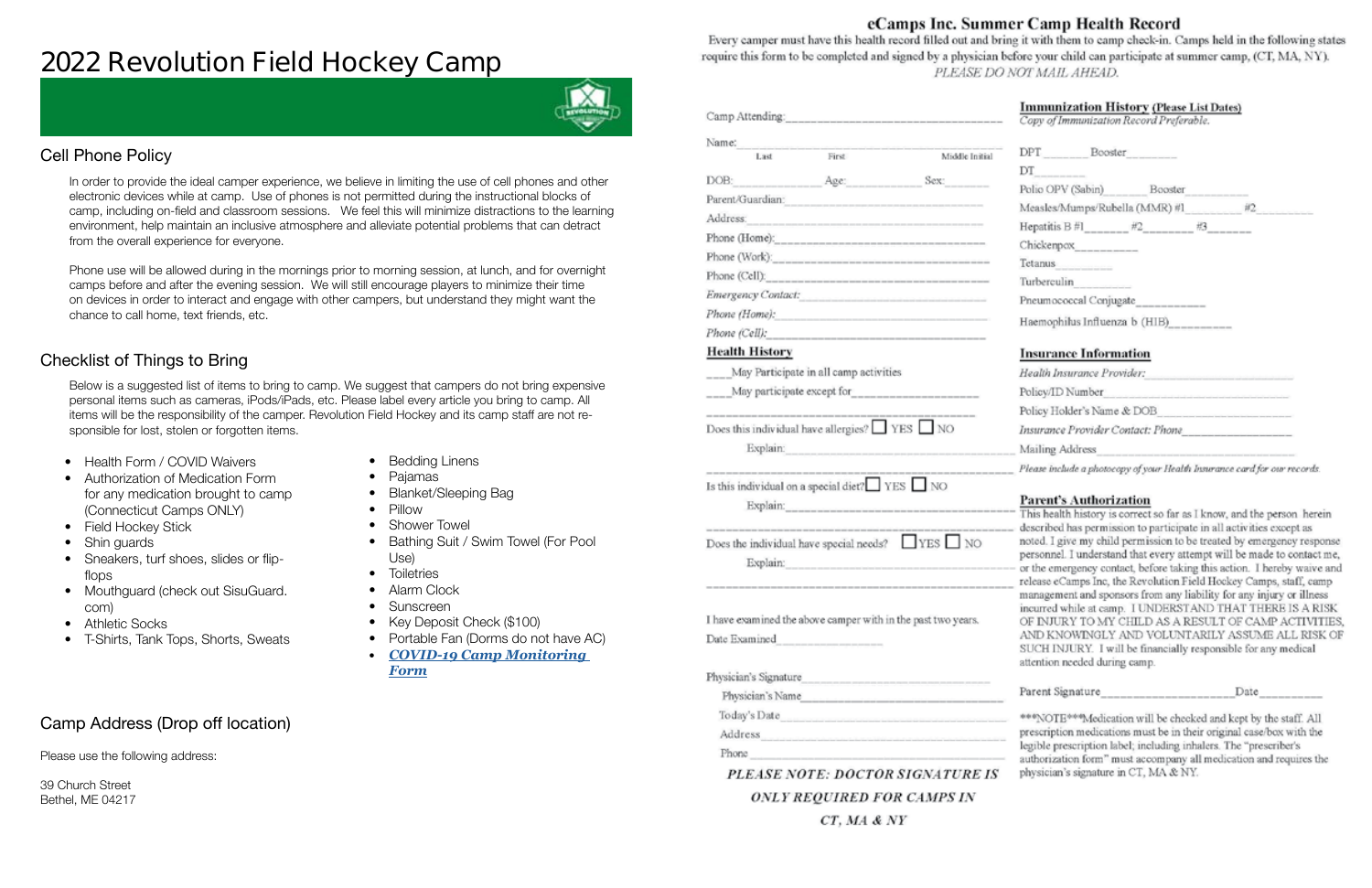# 2022 Revolution Field Hockey Camp

## Cell Phone Policy

In order to provide the ideal camper experience, we believe in limiting the use of cell phones and other electronic devices while at camp. Use of phones is not permitted during the instructional blocks of camp, including on-field and classroom sessions. We feel this will minimize distractions to the learning environment, help maintain an inclusive atmosphere and alleviate potential problems that can detract from the overall experience for everyone.

Phone use will be allowed during in the mornings prior to morning session, at lunch, and for overnight camps before and after the evening session. We will still encourage players to minimize their time on devices in order to interact and engage with other campers, but understand they might want the chance to call home, text friends, etc.

## Checklist of Things to Bring

Below is a suggested list of items to bring to camp. We suggest that campers do not bring expensive personal items such as cameras, iPods/iPads, etc. Please label every article you bring to camp. All items will be the responsibility of the camper. Revolution Field Hockey and its camp staff are not responsible for lost, stolen or forgotten items.

- Health Form / COVID Waivers
- Authorization of Medication Form for any medication brought to camp (Connecticut Camps ONLY)
- Field Hockey Stick
- Shin guards
- Sneakers, turf shoes, slides or flip-flops
- Mouthguard (check out SisuGuard.com)
- Athletic Socks
- T-Shirts, Tank Tops, Shorts, Sweats
- Bedding Linens
- Pajamas
- Blanket/Sleeping Bag
- Pillow
- Shower Towel
- Bathing Suit / Swim Towel (For Pool Use)
- Toiletries
- Alarm Clock
- Sunscreen
- Key Deposit Check ($100)
- Portable Fan (Dorms do not have AC)
- ***COVID-19 Camp Monitoring Form***

## Camp Address (Drop off location)

Please use the following address:

39 Church Street
Bethel, ME 04217

# eCamps Inc. Summer Camp Health Record

Every camper must have this health record filled out and bring it with them to camp check-in. Camps held in the following states require this form to be completed and signed by a physician before your child can participate at summer camp, (CT, MA, NY).

*PLEASE DO NOT MAIL AHEAD.*

Camp Attending: ______________________________

Name: ______________________________
Last First Middle Initial

DOB: __________ Age: __________ Sex: __________

Parent/Guardian: ______________________________

Address: ______________________________

Phone (Home): ______________________________

Phone (Work): ______________________________

Phone (Cell): ______________________________

*Emergency Contact:* ______________________________

*Phone (Home):* ______________________________

*Phone (Cell):* ______________________________

**Health History**

____May Participate in all camp activities

____May participate except for______________________

______________________________

Does this individual have allergies? ☐ YES ☐ NO

Explain: ______________________________

______________________________

Is this individual on a special diet? ☐ YES ☐ NO

Explain: ______________________________

______________________________

Does the individual have special needs? ☐ YES ☐ NO

Explain: ______________________________

______________________________

I have examined the above camper with in the past two years.

Date Examined ______________________

Physician's Signature ______________________________

Physician's Name ______________________________

Today's Date ______________________________

Address ______________________________

Phone ______________________________

***PLEASE NOTE: DOCTOR SIGNATURE IS ONLY REQUIRED FOR CAMPS IN CT, MA & NY***

**Immunization History (Please List Dates)**

*Copy of Immunization Record Preferable.*

DPT ________ Booster ________

DT ________

Polio OPV (Sabin) ________ Booster ________

Measles/Mumps/Rubella (MMR) #1 ________ #2 ________

Hepatitis B #1 ________ #2 ________ #3 ________

Chickenpox ________

Tetanus ________

Turberculin ________

Pneumococcal Conjugate ________

Haemophilus Influenza b (HIB) ________

**Insurance Information**

*Health Insurance Provider:* ______________________________

Policy/ID Number ______________________________

Policy Holder's Name & DOB ______________________________

*Insurance Provider Contact: Phone* ______________________________

Mailing Address ______________________________

*Please include a photocopy of your Health Insurance card for our records.*

**Parent's Authorization**

This health history is correct so far as I know, and the person herein described has permission to participate in all activities except as noted. I give my child permission to be treated by emergency response personnel. I understand that every attempt will be made to contact me, or the emergency contact, before taking this action. I hereby waive and release eCamps Inc, the Revolution Field Hockey Camps, staff, camp management and sponsors from any liability for any injury or illness incurred while at camp. I UNDERSTAND THAT THERE IS A RISK OF INJURY TO MY CHILD AS A RESULT OF CAMP ACTIVITIES, AND KNOWINGLY AND VOLUNTARILY ASSUME ALL RISK OF SUCH INJURY. I will be financially responsible for any medical attention needed during camp.

Parent Signature ______________________ Date __________

***NOTE***Medication will be checked and kept by the staff. All prescription medications must be in their original case/box with the legible prescription label; including inhalers. The "prescriber's authorization form" must accompany all medication and requires the physician's signature in CT, MA & NY.